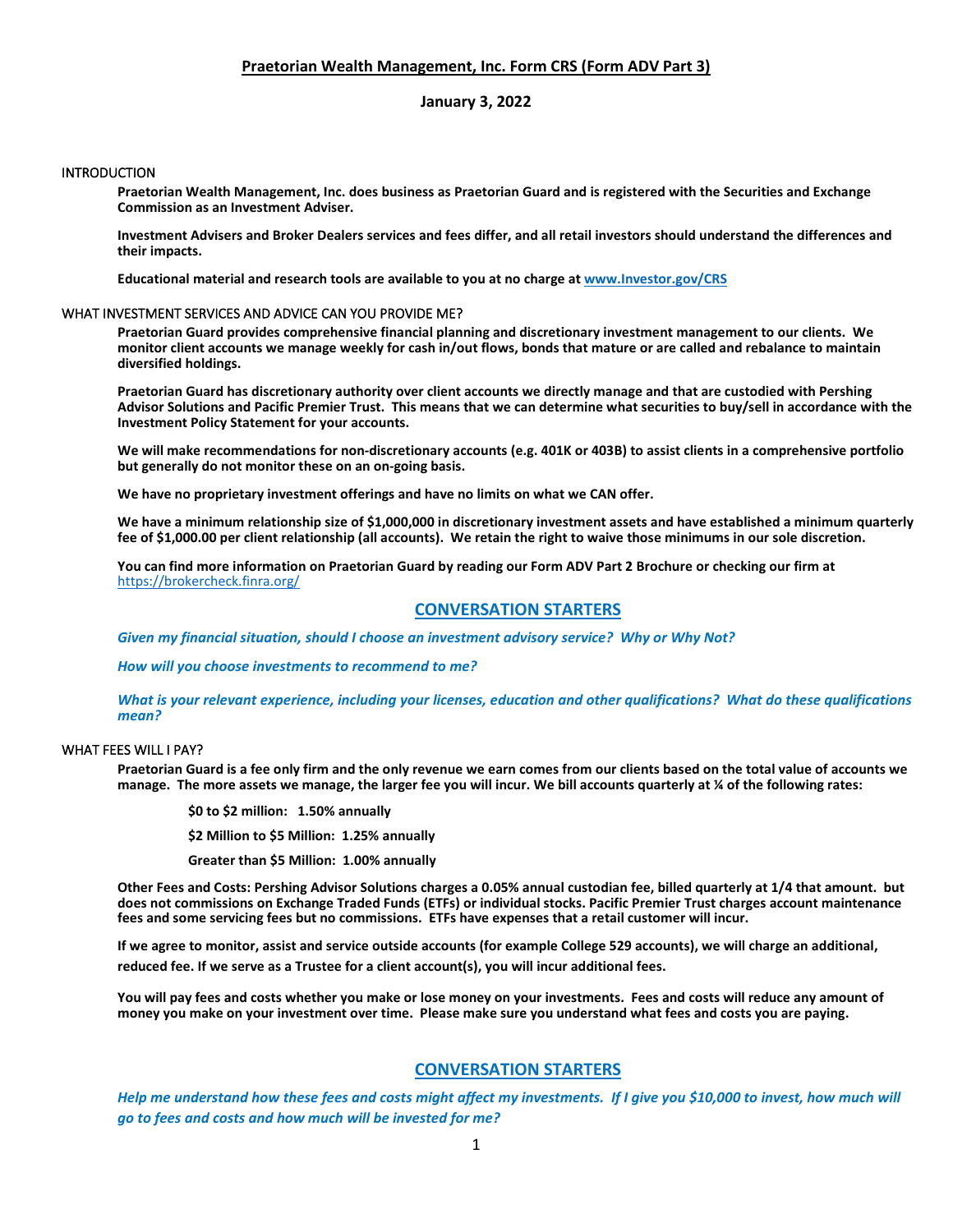# Praetorian Wealth Management, Inc. Form CRS (Form ADV Part 3)

**January 3, 2022**

## INTRODUCTION

**Praetorian Wealth Management, Inc. does business as Praetorian Guard and is registered with the Securities and Exchange Commission as an Investment Adviser.**

**Investment Advisers and Broker Dealers services and fees differ, and all retail investors should understand the differences and their impacts.**

**Educational material and research tools are available to you at no charge at www.Investor.gov/CRS**

## WHAT INVESTMENT SERVICES AND ADVICE CAN YOU PROVIDE ME?

**Praetorian Guard provides comprehensive financial planning and discretionary investment management to our clients. We monitor client accounts we manage weekly for cash in/out flows, bonds that mature or are called and rebalance to maintain diversified holdings.**

**Praetorian Guard has discretionary authority over client accounts we directly manage and that are custodied with Pershing Advisor Solutions and Pacific Premier Trust. This means that we can determine what securities to buy/sell in accordance with the Investment Policy Statement for your accounts.**

**We will make recommendations for non-discretionary accounts (e.g. 401K or 403B) to assist clients in a comprehensive portfolio but generally do not monitor these on an on-going basis.**

**We have no proprietary investment offerings and have no limits on what we CAN offer.**

**We have a minimum relationship size of $1,000,000 in discretionary investment assets and have established a minimum quarterly fee of $1,000.00 per client relationship (all accounts). We retain the right to waive those minimums in our sole discretion.**

**You can find more information on Praetorian Guard by reading our Form ADV Part 2 Brochure or checking our firm at** https://brokercheck.finra.org/

### CONVERSATION STARTERS

***Given my financial situation, should I choose an investment advisory service? Why or Why Not?***

***How will you choose investments to recommend to me?***

***What is your relevant experience, including your licenses, education and other qualifications? What do these qualifications mean?***

## WHAT FEES WILL I PAY?

**Praetorian Guard is a fee only firm and the only revenue we earn comes from our clients based on the total value of accounts we manage. The more assets we manage, the larger fee you will incur. We bill accounts quarterly at ¼ of the following rates:**

**$0 to $2 million: 1.50% annually**

**$2 Million to $5 Million: 1.25% annually**

**Greater than $5 Million: 1.00% annually**

**Other Fees and Costs: Pershing Advisor Solutions charges a 0.05% annual custodian fee, billed quarterly at 1/4 that amount. but does not commissions on Exchange Traded Funds (ETFs) or individual stocks. Pacific Premier Trust charges account maintenance fees and some servicing fees but no commissions. ETFs have expenses that a retail customer will incur.**

**If we agree to monitor, assist and service outside accounts (for example College 529 accounts), we will charge an additional, reduced fee. If we serve as a Trustee for a client account(s), you will incur additional fees.**

**You will pay fees and costs whether you make or lose money on your investments. Fees and costs will reduce any amount of money you make on your investment over time. Please make sure you understand what fees and costs you are paying.**

### CONVERSATION STARTERS

***Help me understand how these fees and costs might affect my investments. If I give you $10,000 to invest, how much will go to fees and costs and how much will be invested for me?***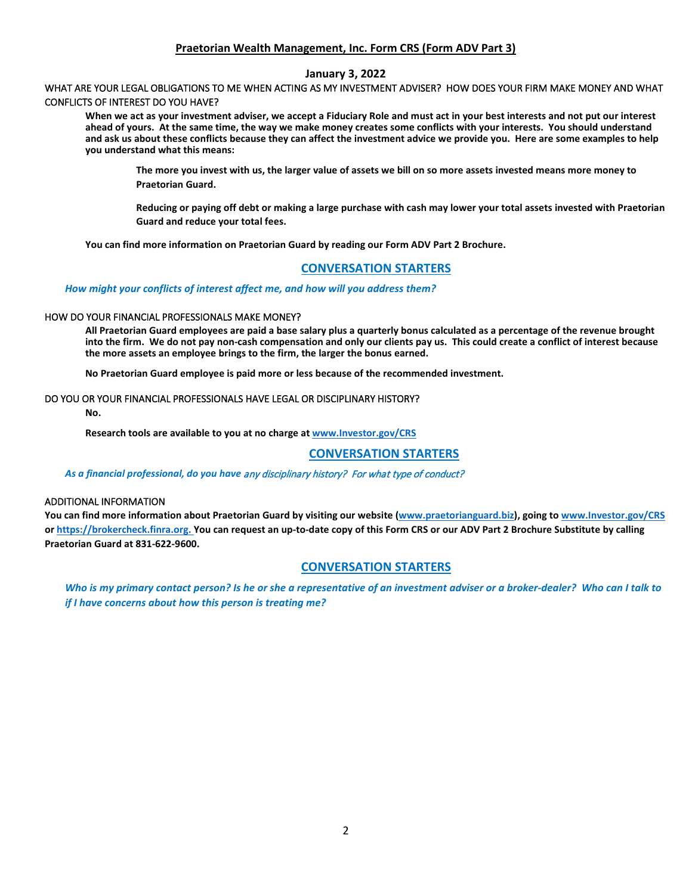**Praetorian Wealth Management, Inc. Form CRS (Form ADV Part 3)**

**January 3, 2022**

WHAT ARE YOUR LEGAL OBLIGATIONS TO ME WHEN ACTING AS MY INVESTMENT ADVISER? HOW DOES YOUR FIRM MAKE MONEY AND WHAT CONFLICTS OF INTEREST DO YOU HAVE?

**When we act as your investment adviser, we accept a Fiduciary Role and must act in your best interests and not put our interest ahead of yours. At the same time, the way we make money creates some conflicts with your interests. You should understand and ask us about these conflicts because they can affect the investment advice we provide you. Here are some examples to help you understand what this means:**

**The more you invest with us, the larger value of assets we bill on so more assets invested means more money to Praetorian Guard.**

**Reducing or paying off debt or making a large purchase with cash may lower your total assets invested with Praetorian Guard and reduce your total fees.**

**You can find more information on Praetorian Guard by reading our Form ADV Part 2 Brochure.**

## CONVERSATION STARTERS

***How might your conflicts of interest affect me, and how will you address them?***

HOW DO YOUR FINANCIAL PROFESSIONALS MAKE MONEY?

**All Praetorian Guard employees are paid a base salary plus a quarterly bonus calculated as a percentage of the revenue brought into the firm. We do not pay non-cash compensation and only our clients pay us. This could create a conflict of interest because the more assets an employee brings to the firm, the larger the bonus earned.**

**No Praetorian Guard employee is paid more or less because of the recommended investment.**

DO YOU OR YOUR FINANCIAL PROFESSIONALS HAVE LEGAL OR DISCIPLINARY HISTORY?

**No.**

**Research tools are available to you at no charge at [www.Investor.gov/CRS](www.Investor.gov/CRS)**

## CONVERSATION STARTERS

***As a financial professional, do you have** any disciplinary history? For what type of conduct?*

ADDITIONAL INFORMATION

**You can find more information about Praetorian Guard by visiting our website ([www.praetorianguard.biz](www.praetorianguard.biz)), going to [www.Investor.gov/CRS](www.Investor.gov/CRS) or [https://brokercheck.finra.org.](https://brokercheck.finra.org) You can request an up-to-date copy of this Form CRS or our ADV Part 2 Brochure Substitute by calling Praetorian Guard at 831-622-9600.**

## CONVERSATION STARTERS

***Who is my primary contact person? Is he or she a representative of an investment adviser or a broker-dealer? Who can I talk to if I have concerns about how this person is treating me?***